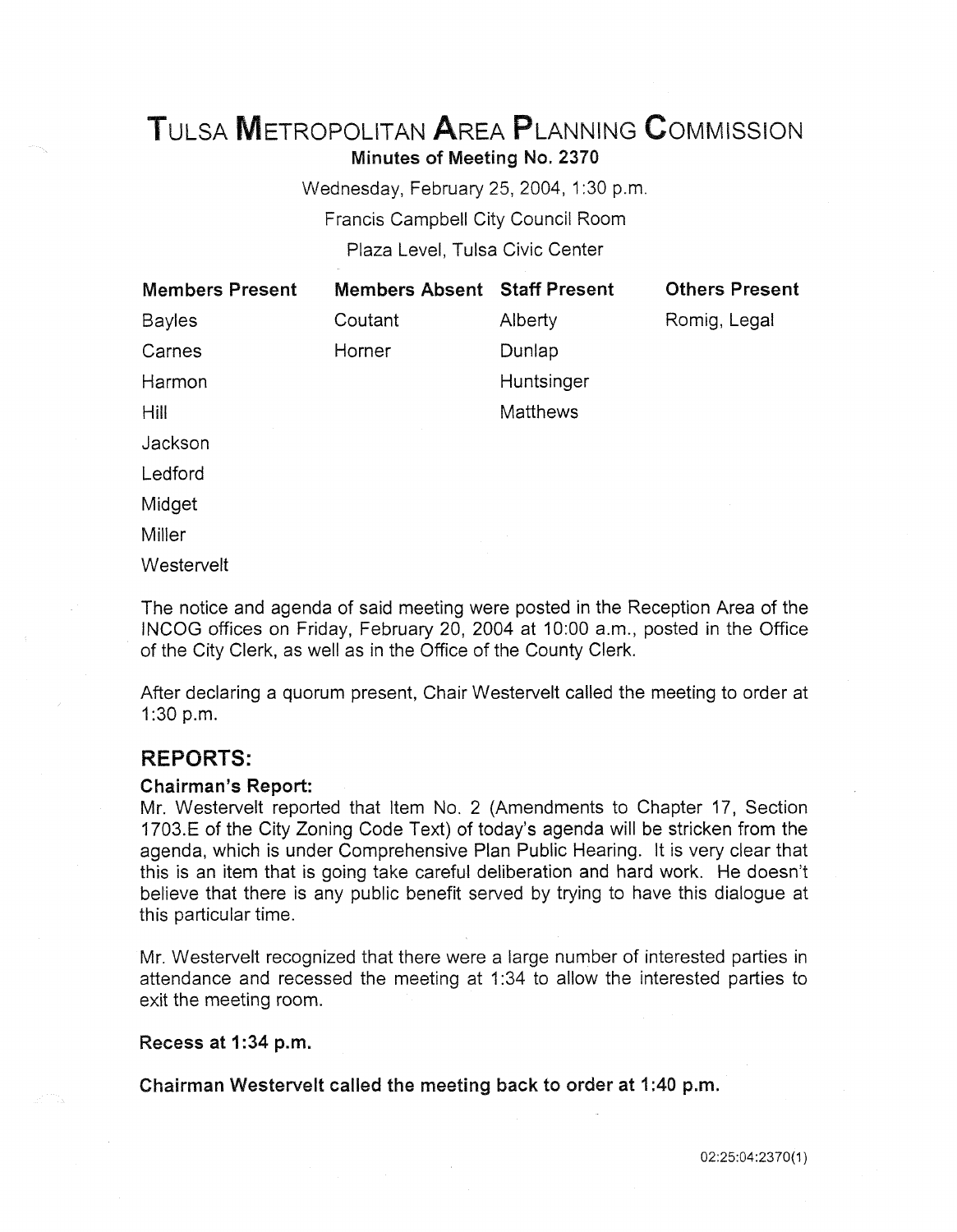# TULSA METROPOLITAN AREA PLANNING COMMISSION

**Minutes of Meeting No. 2370**

Wednesday, February 25, 2004, 1:30 p.m.

Francis Campbell City Council Room

Plaza Level, Tulsa Civic Center

| Members Present | Members Absent | Staff Present | Others Present |
|---|---|---|---|
| Bayles | Coutant | Alberty | Romig, Legal |
| Carnes | Horner | Dunlap | |
| Harmon | | Huntsinger | |
| Hill | | Matthews | |
| Jackson | | | |
| Ledford | | | |
| Midget | | | |
| Miller | | | |
| Westervelt | | | |

The notice and agenda of said meeting were posted in the Reception Area of the INCOG offices on Friday, February 20, 2004 at 10:00 a.m., posted in the Office of the City Clerk, as well as in the Office of the County Clerk.

After declaring a quorum present, Chair Westervelt called the meeting to order at 1:30 p.m.

## REPORTS:

**Chairman's Report:**

Mr. Westervelt reported that Item No. 2 (Amendments to Chapter 17, Section 1703.E of the City Zoning Code Text) of today's agenda will be stricken from the agenda, which is under Comprehensive Plan Public Hearing. It is very clear that this is an item that is going take careful deliberation and hard work. He doesn't believe that there is any public benefit served by trying to have this dialogue at this particular time.

Mr. Westervelt recognized that there were a large number of interested parties in attendance and recessed the meeting at 1:34 to allow the interested parties to exit the meeting room.

**Recess at 1:34 p.m.**

**Chairman Westervelt called the meeting back to order at 1:40 p.m.**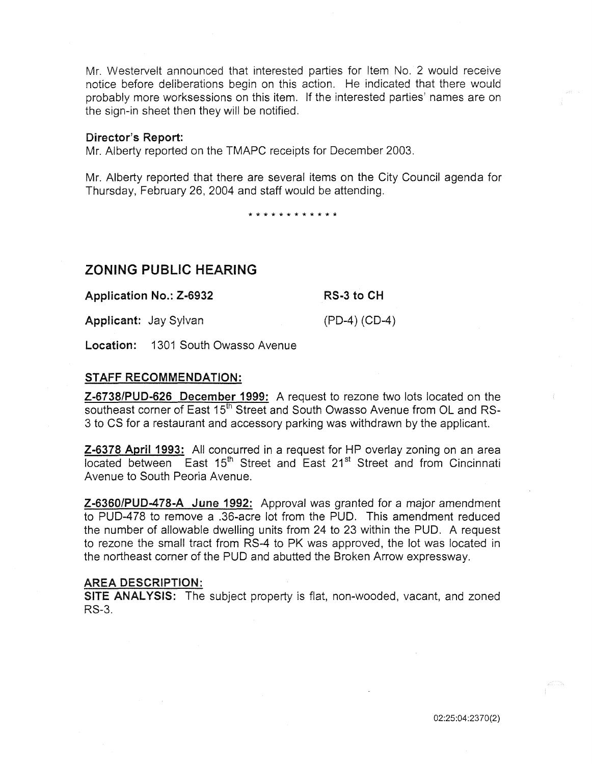Mr. Westervelt announced that interested parties for Item No. 2 would receive notice before deliberations begin on this action. He indicated that there would probably more worksessions on this item. If the interested parties' names are on the sign-in sheet then they will be notified.

**Director's Report:**
Mr. Alberty reported on the TMAPC receipts for December 2003.

Mr. Alberty reported that there are several items on the City Council agenda for Thursday, February 26, 2004 and staff would be attending.

\* \* \* \* \* \* \* \* \* \* \* \*

## ZONING PUBLIC HEARING

**Application No.: Z-6932** **RS-3 to CH**

**Applicant:** Jay Sylvan (PD-4) (CD-4)

**Location:** 1301 South Owasso Avenue

### STAFF RECOMMENDATION:

**Z-6738/PUD-626 December 1999:** A request to rezone two lots located on the southeast corner of East 15th Street and South Owasso Avenue from OL and RS-3 to CS for a restaurant and accessory parking was withdrawn by the applicant.

**Z-6378 April 1993:** All concurred in a request for HP overlay zoning on an area located between East 15th Street and East 21st Street and from Cincinnati Avenue to South Peoria Avenue.

**Z-6360/PUD-478-A June 1992:** Approval was granted for a major amendment to PUD-478 to remove a .36-acre lot from the PUD. This amendment reduced the number of allowable dwelling units from 24 to 23 within the PUD. A request to rezone the small tract from RS-4 to PK was approved, the lot was located in the northeast corner of the PUD and abutted the Broken Arrow expressway.

### AREA DESCRIPTION:

**SITE ANALYSIS:** The subject property is flat, non-wooded, vacant, and zoned RS-3.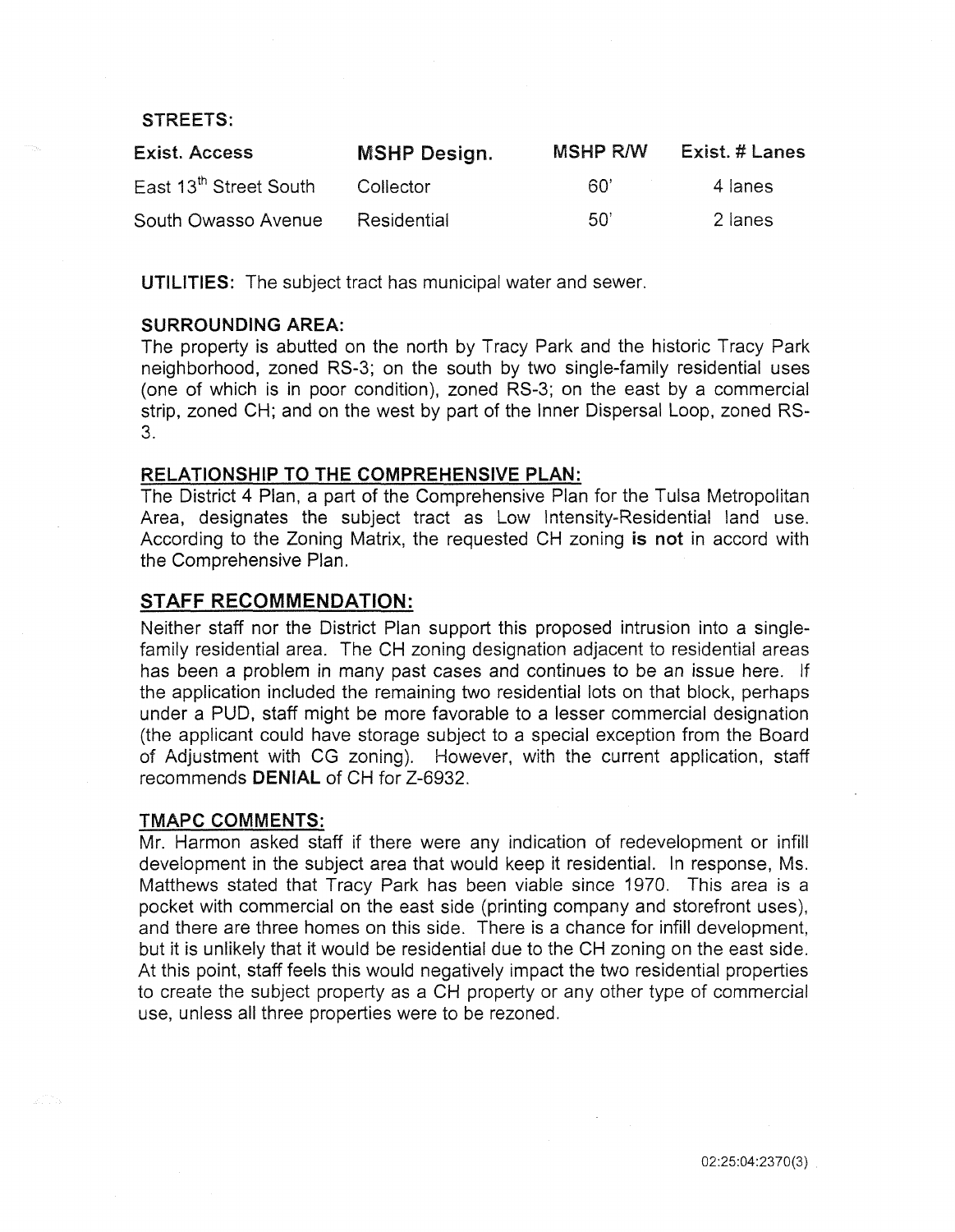**STREETS:**

| Exist. Access | MSHP Design. | MSHP R/W | Exist. # Lanes |
|---|---|---|---|
| East 13th Street South | Collector | 60' | 4 lanes |
| South Owasso Avenue | Residential | 50' | 2 lanes |

**UTILITIES:** The subject tract has municipal water and sewer.

**SURROUNDING AREA:**
The property is abutted on the north by Tracy Park and the historic Tracy Park neighborhood, zoned RS-3; on the south by two single-family residential uses (one of which is in poor condition), zoned RS-3; on the east by a commercial strip, zoned CH; and on the west by part of the Inner Dispersal Loop, zoned RS-3.

**RELATIONSHIP TO THE COMPREHENSIVE PLAN:**
The District 4 Plan, a part of the Comprehensive Plan for the Tulsa Metropolitan Area, designates the subject tract as Low Intensity-Residential land use. According to the Zoning Matrix, the requested CH zoning **is not** in accord with the Comprehensive Plan.

## STAFF RECOMMENDATION:

Neither staff nor the District Plan support this proposed intrusion into a single-family residential area. The CH zoning designation adjacent to residential areas has been a problem in many past cases and continues to be an issue here. If the application included the remaining two residential lots on that block, perhaps under a PUD, staff might be more favorable to a lesser commercial designation (the applicant could have storage subject to a special exception from the Board of Adjustment with CG zoning). However, with the current application, staff recommends **DENIAL** of CH for Z-6932.

**TMAPC COMMENTS:**
Mr. Harmon asked staff if there were any indication of redevelopment or infill development in the subject area that would keep it residential. In response, Ms. Matthews stated that Tracy Park has been viable since 1970. This area is a pocket with commercial on the east side (printing company and storefront uses), and there are three homes on this side. There is a chance for infill development, but it is unlikely that it would be residential due to the CH zoning on the east side. At this point, staff feels this would negatively impact the two residential properties to create the subject property as a CH property or any other type of commercial use, unless all three properties were to be rezoned.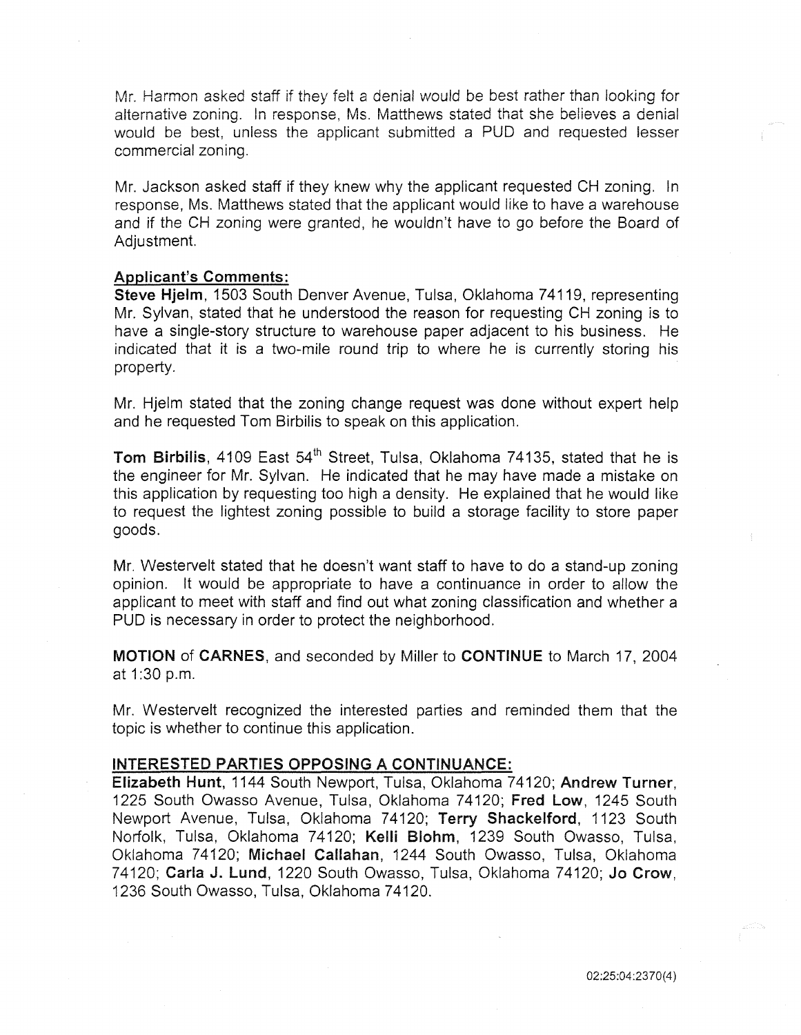Mr. Harmon asked staff if they felt a denial would be best rather than looking for alternative zoning. In response, Ms. Matthews stated that she believes a denial would be best, unless the applicant submitted a PUD and requested lesser commercial zoning.

Mr. Jackson asked staff if they knew why the applicant requested CH zoning. In response, Ms. Matthews stated that the applicant would like to have a warehouse and if the CH zoning were granted, he wouldn't have to go before the Board of Adjustment.

**Applicant's Comments:**

**Steve Hjelm**, 1503 South Denver Avenue, Tulsa, Oklahoma 74119, representing Mr. Sylvan, stated that he understood the reason for requesting CH zoning is to have a single-story structure to warehouse paper adjacent to his business. He indicated that it is a two-mile round trip to where he is currently storing his property.

Mr. Hjelm stated that the zoning change request was done without expert help and he requested Tom Birbilis to speak on this application.

**Tom Birbilis**, 4109 East 54th Street, Tulsa, Oklahoma 74135, stated that he is the engineer for Mr. Sylvan. He indicated that he may have made a mistake on this application by requesting too high a density. He explained that he would like to request the lightest zoning possible to build a storage facility to store paper goods.

Mr. Westervelt stated that he doesn't want staff to have to do a stand-up zoning opinion. It would be appropriate to have a continuance in order to allow the applicant to meet with staff and find out what zoning classification and whether a PUD is necessary in order to protect the neighborhood.

**MOTION** of **CARNES**, and seconded by Miller to **CONTINUE** to March 17, 2004 at 1:30 p.m.

Mr. Westervelt recognized the interested parties and reminded them that the topic is whether to continue this application.

**INTERESTED PARTIES OPPOSING A CONTINUANCE:**

**Elizabeth Hunt**, 1144 South Newport, Tulsa, Oklahoma 74120; **Andrew Turner**, 1225 South Owasso Avenue, Tulsa, Oklahoma 74120; **Fred Low**, 1245 South Newport Avenue, Tulsa, Oklahoma 74120; **Terry Shackelford**, 1123 South Norfolk, Tulsa, Oklahoma 74120; **Kelli Blohm**, 1239 South Owasso, Tulsa, Oklahoma 74120; **Michael Callahan**, 1244 South Owasso, Tulsa, Oklahoma 74120; **Carla J. Lund**, 1220 South Owasso, Tulsa, Oklahoma 74120; **Jo Crow**, 1236 South Owasso, Tulsa, Oklahoma 74120.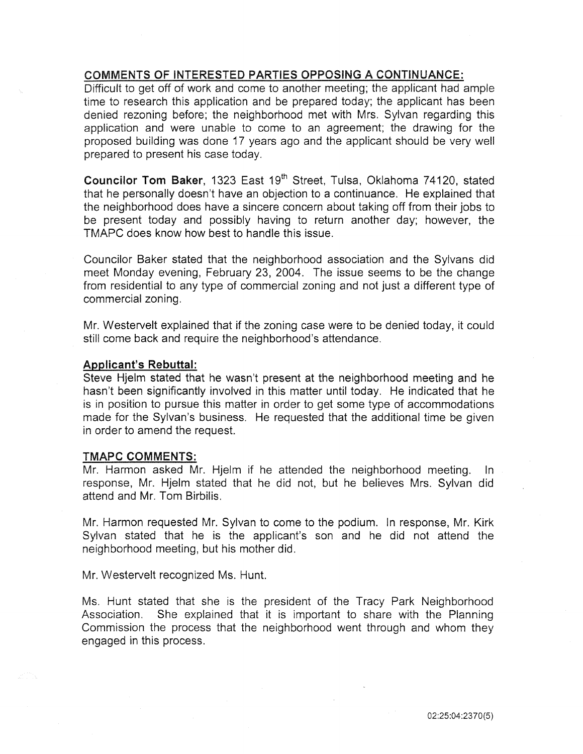**COMMENTS OF INTERESTED PARTIES OPPOSING A CONTINUANCE:**

Difficult to get off of work and come to another meeting; the applicant had ample time to research this application and be prepared today; the applicant has been denied rezoning before; the neighborhood met with Mrs. Sylvan regarding this application and were unable to come to an agreement; the drawing for the proposed building was done 17 years ago and the applicant should be very well prepared to present his case today.

**Councilor Tom Baker**, 1323 East 19th Street, Tulsa, Oklahoma 74120, stated that he personally doesn't have an objection to a continuance. He explained that the neighborhood does have a sincere concern about taking off from their jobs to be present today and possibly having to return another day; however, the TMAPC does know how best to handle this issue.

Councilor Baker stated that the neighborhood association and the Sylvans did meet Monday evening, February 23, 2004. The issue seems to be the change from residential to any type of commercial zoning and not just a different type of commercial zoning.

Mr. Westervelt explained that if the zoning case were to be denied today, it could still come back and require the neighborhood's attendance.

**Applicant's Rebuttal:**

Steve Hjelm stated that he wasn't present at the neighborhood meeting and he hasn't been significantly involved in this matter until today. He indicated that he is in position to pursue this matter in order to get some type of accommodations made for the Sylvan's business. He requested that the additional time be given in order to amend the request.

**TMAPC COMMENTS:**

Mr. Harmon asked Mr. Hjelm if he attended the neighborhood meeting. In response, Mr. Hjelm stated that he did not, but he believes Mrs. Sylvan did attend and Mr. Tom Birbilis.

Mr. Harmon requested Mr. Sylvan to come to the podium. In response, Mr. Kirk Sylvan stated that he is the applicant's son and he did not attend the neighborhood meeting, but his mother did.

Mr. Westervelt recognized Ms. Hunt.

Ms. Hunt stated that she is the president of the Tracy Park Neighborhood Association. She explained that it is important to share with the Planning Commission the process that the neighborhood went through and whom they engaged in this process.

02:25:04:2370(5)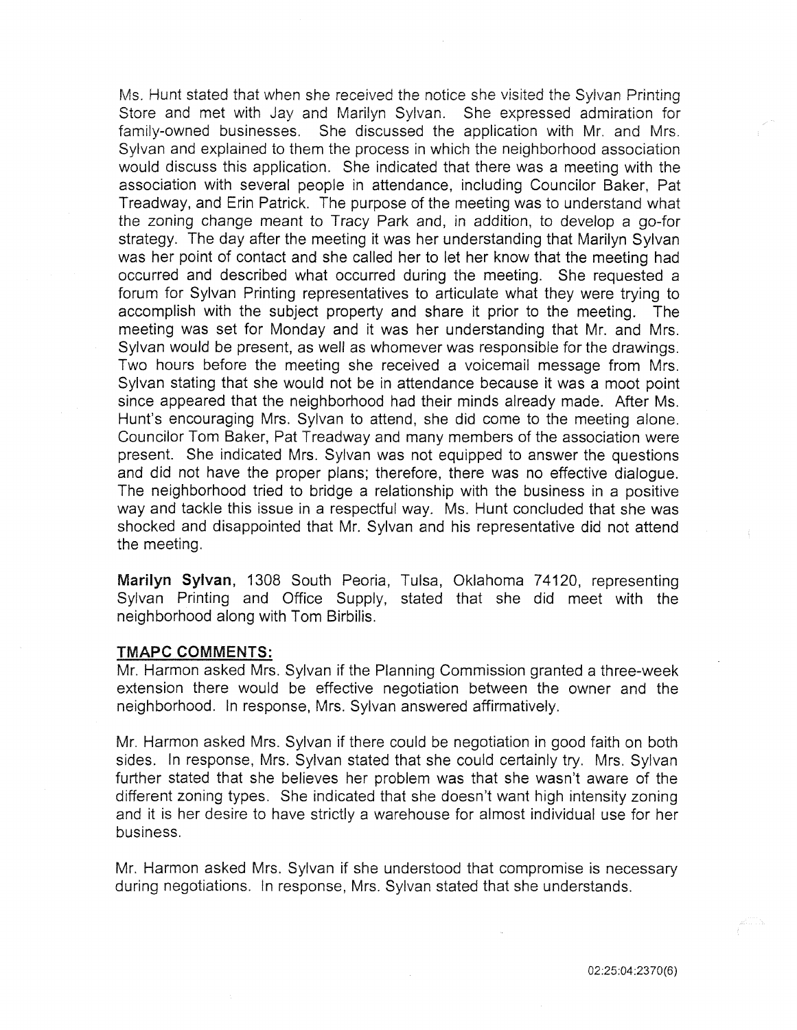Ms. Hunt stated that when she received the notice she visited the Sylvan Printing Store and met with Jay and Marilyn Sylvan. She expressed admiration for family-owned businesses. She discussed the application with Mr. and Mrs. Sylvan and explained to them the process in which the neighborhood association would discuss this application. She indicated that there was a meeting with the association with several people in attendance, including Councilor Baker, Pat Treadway, and Erin Patrick. The purpose of the meeting was to understand what the zoning change meant to Tracy Park and, in addition, to develop a go-for strategy. The day after the meeting it was her understanding that Marilyn Sylvan was her point of contact and she called her to let her know that the meeting had occurred and described what occurred during the meeting. She requested a forum for Sylvan Printing representatives to articulate what they were trying to accomplish with the subject property and share it prior to the meeting. The meeting was set for Monday and it was her understanding that Mr. and Mrs. Sylvan would be present, as well as whomever was responsible for the drawings. Two hours before the meeting she received a voicemail message from Mrs. Sylvan stating that she would not be in attendance because it was a moot point since appeared that the neighborhood had their minds already made. After Ms. Hunt's encouraging Mrs. Sylvan to attend, she did come to the meeting alone. Councilor Tom Baker, Pat Treadway and many members of the association were present. She indicated Mrs. Sylvan was not equipped to answer the questions and did not have the proper plans; therefore, there was no effective dialogue. The neighborhood tried to bridge a relationship with the business in a positive way and tackle this issue in a respectful way. Ms. Hunt concluded that she was shocked and disappointed that Mr. Sylvan and his representative did not attend the meeting.

**Marilyn Sylvan**, 1308 South Peoria, Tulsa, Oklahoma 74120, representing Sylvan Printing and Office Supply, stated that she did meet with the neighborhood along with Tom Birbilis.

**TMAPC COMMENTS:**

Mr. Harmon asked Mrs. Sylvan if the Planning Commission granted a three-week extension there would be effective negotiation between the owner and the neighborhood. In response, Mrs. Sylvan answered affirmatively.

Mr. Harmon asked Mrs. Sylvan if there could be negotiation in good faith on both sides. In response, Mrs. Sylvan stated that she could certainly try. Mrs. Sylvan further stated that she believes her problem was that she wasn't aware of the different zoning types. She indicated that she doesn't want high intensity zoning and it is her desire to have strictly a warehouse for almost individual use for her business.

Mr. Harmon asked Mrs. Sylvan if she understood that compromise is necessary during negotiations. In response, Mrs. Sylvan stated that she understands.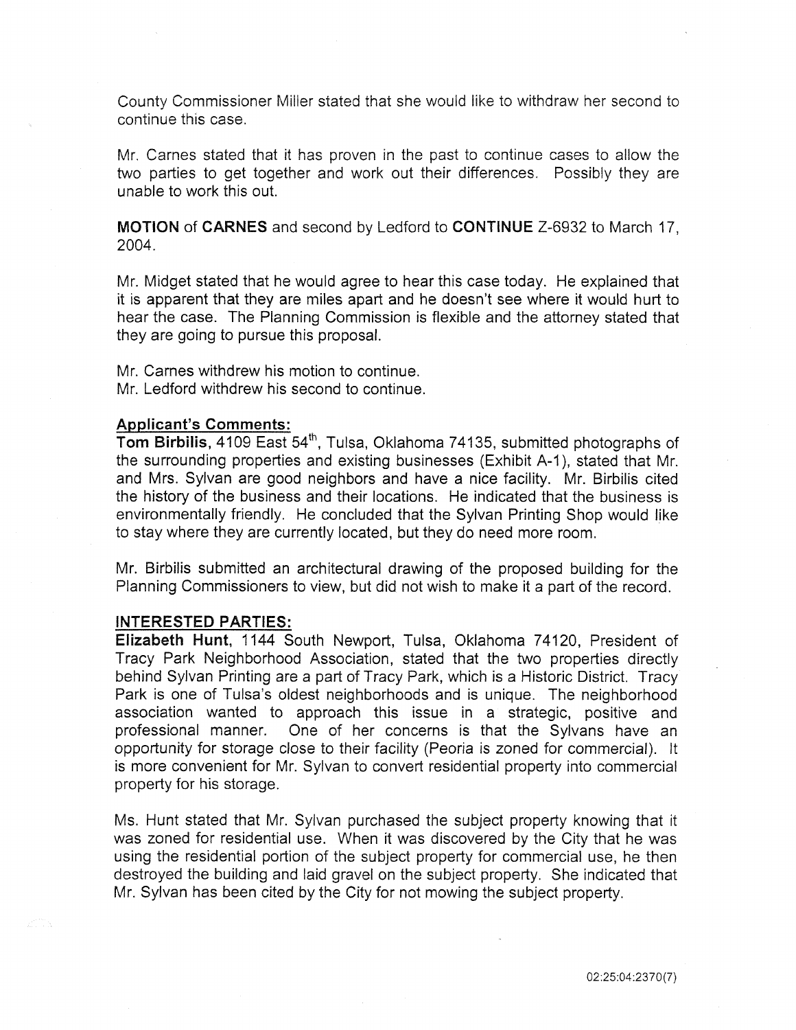County Commissioner Miller stated that she would like to withdraw her second to continue this case.

Mr. Carnes stated that it has proven in the past to continue cases to allow the two parties to get together and work out their differences. Possibly they are unable to work this out.

**MOTION** of **CARNES** and second by Ledford to **CONTINUE** Z-6932 to March 17, 2004.

Mr. Midget stated that he would agree to hear this case today. He explained that it is apparent that they are miles apart and he doesn't see where it would hurt to hear the case. The Planning Commission is flexible and the attorney stated that they are going to pursue this proposal.

Mr. Carnes withdrew his motion to continue.
Mr. Ledford withdrew his second to continue.

**Applicant's Comments:**

**Tom Birbilis**, 4109 East 54th, Tulsa, Oklahoma 74135, submitted photographs of the surrounding properties and existing businesses (Exhibit A-1), stated that Mr. and Mrs. Sylvan are good neighbors and have a nice facility. Mr. Birbilis cited the history of the business and their locations. He indicated that the business is environmentally friendly. He concluded that the Sylvan Printing Shop would like to stay where they are currently located, but they do need more room.

Mr. Birbilis submitted an architectural drawing of the proposed building for the Planning Commissioners to view, but did not wish to make it a part of the record.

**INTERESTED PARTIES:**

**Elizabeth Hunt**, 1144 South Newport, Tulsa, Oklahoma 74120, President of Tracy Park Neighborhood Association, stated that the two properties directly behind Sylvan Printing are a part of Tracy Park, which is a Historic District. Tracy Park is one of Tulsa's oldest neighborhoods and is unique. The neighborhood association wanted to approach this issue in a strategic, positive and professional manner. One of her concerns is that the Sylvans have an opportunity for storage close to their facility (Peoria is zoned for commercial). It is more convenient for Mr. Sylvan to convert residential property into commercial property for his storage.

Ms. Hunt stated that Mr. Sylvan purchased the subject property knowing that it was zoned for residential use. When it was discovered by the City that he was using the residential portion of the subject property for commercial use, he then destroyed the building and laid gravel on the subject property. She indicated that Mr. Sylvan has been cited by the City for not mowing the subject property.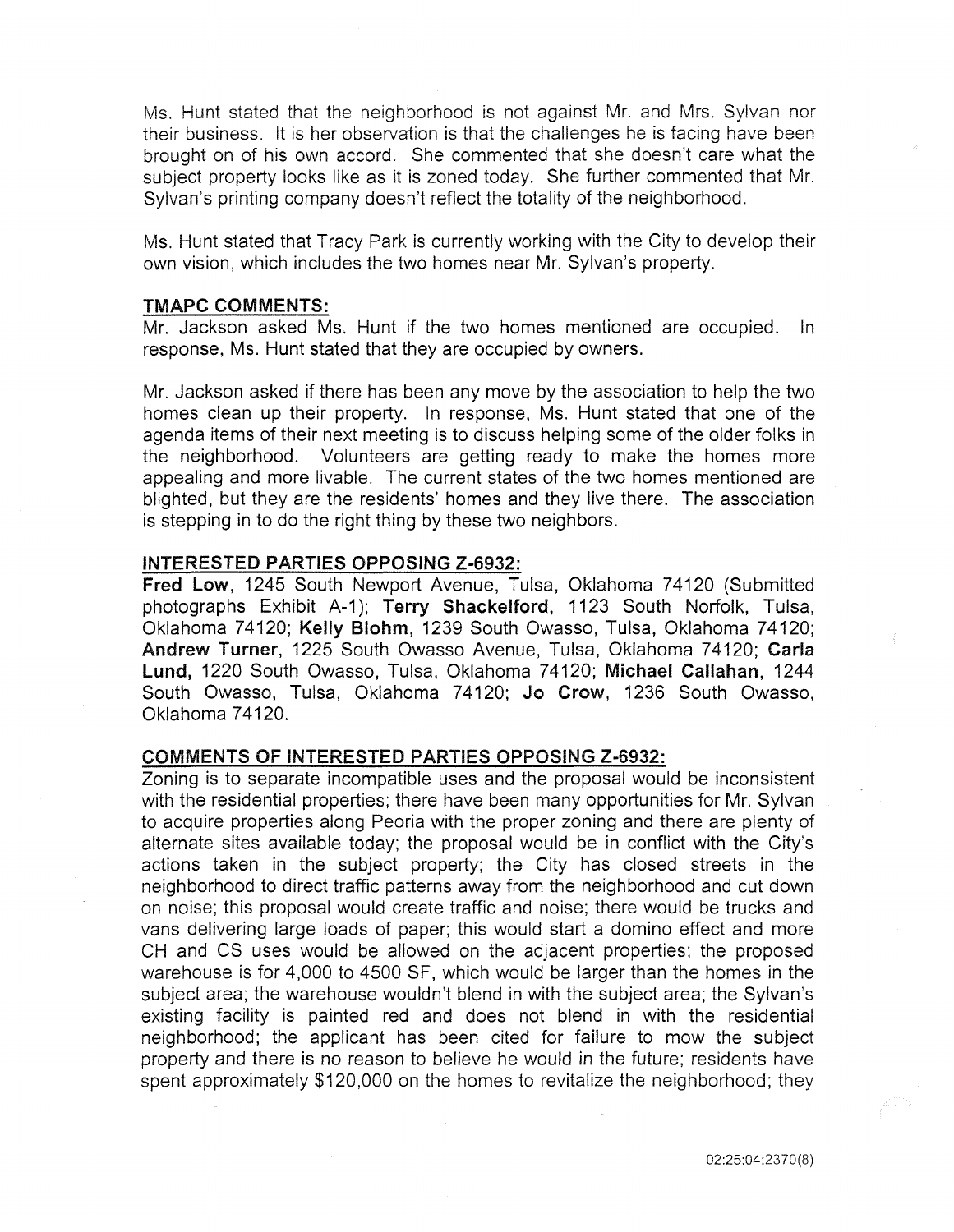Ms. Hunt stated that the neighborhood is not against Mr. and Mrs. Sylvan nor their business. It is her observation is that the challenges he is facing have been brought on of his own accord. She commented that she doesn't care what the subject property looks like as it is zoned today. She further commented that Mr. Sylvan's printing company doesn't reflect the totality of the neighborhood.

Ms. Hunt stated that Tracy Park is currently working with the City to develop their own vision, which includes the two homes near Mr. Sylvan's property.

**TMAPC COMMENTS:**

Mr. Jackson asked Ms. Hunt if the two homes mentioned are occupied. In response, Ms. Hunt stated that they are occupied by owners.

Mr. Jackson asked if there has been any move by the association to help the two homes clean up their property. In response, Ms. Hunt stated that one of the agenda items of their next meeting is to discuss helping some of the older folks in the neighborhood. Volunteers are getting ready to make the homes more appealing and more livable. The current states of the two homes mentioned are blighted, but they are the residents' homes and they live there. The association is stepping in to do the right thing by these two neighbors.

**INTERESTED PARTIES OPPOSING Z-6932:**

**Fred Low**, 1245 South Newport Avenue, Tulsa, Oklahoma 74120 (Submitted photographs Exhibit A-1); **Terry Shackelford**, 1123 South Norfolk, Tulsa, Oklahoma 74120; **Kelly Blohm**, 1239 South Owasso, Tulsa, Oklahoma 74120; **Andrew Turner**, 1225 South Owasso Avenue, Tulsa, Oklahoma 74120; **Carla Lund,** 1220 South Owasso, Tulsa, Oklahoma 74120; **Michael Callahan**, 1244 South Owasso, Tulsa, Oklahoma 74120; **Jo Crow**, 1236 South Owasso, Oklahoma 74120.

**COMMENTS OF INTERESTED PARTIES OPPOSING Z-6932:**

Zoning is to separate incompatible uses and the proposal would be inconsistent with the residential properties; there have been many opportunities for Mr. Sylvan to acquire properties along Peoria with the proper zoning and there are plenty of alternate sites available today; the proposal would be in conflict with the City's actions taken in the subject property; the City has closed streets in the neighborhood to direct traffic patterns away from the neighborhood and cut down on noise; this proposal would create traffic and noise; there would be trucks and vans delivering large loads of paper; this would start a domino effect and more CH and CS uses would be allowed on the adjacent properties; the proposed warehouse is for 4,000 to 4500 SF, which would be larger than the homes in the subject area; the warehouse wouldn't blend in with the subject area; the Sylvan's existing facility is painted red and does not blend in with the residential neighborhood; the applicant has been cited for failure to mow the subject property and there is no reason to believe he would in the future; residents have spent approximately $120,000 on the homes to revitalize the neighborhood; they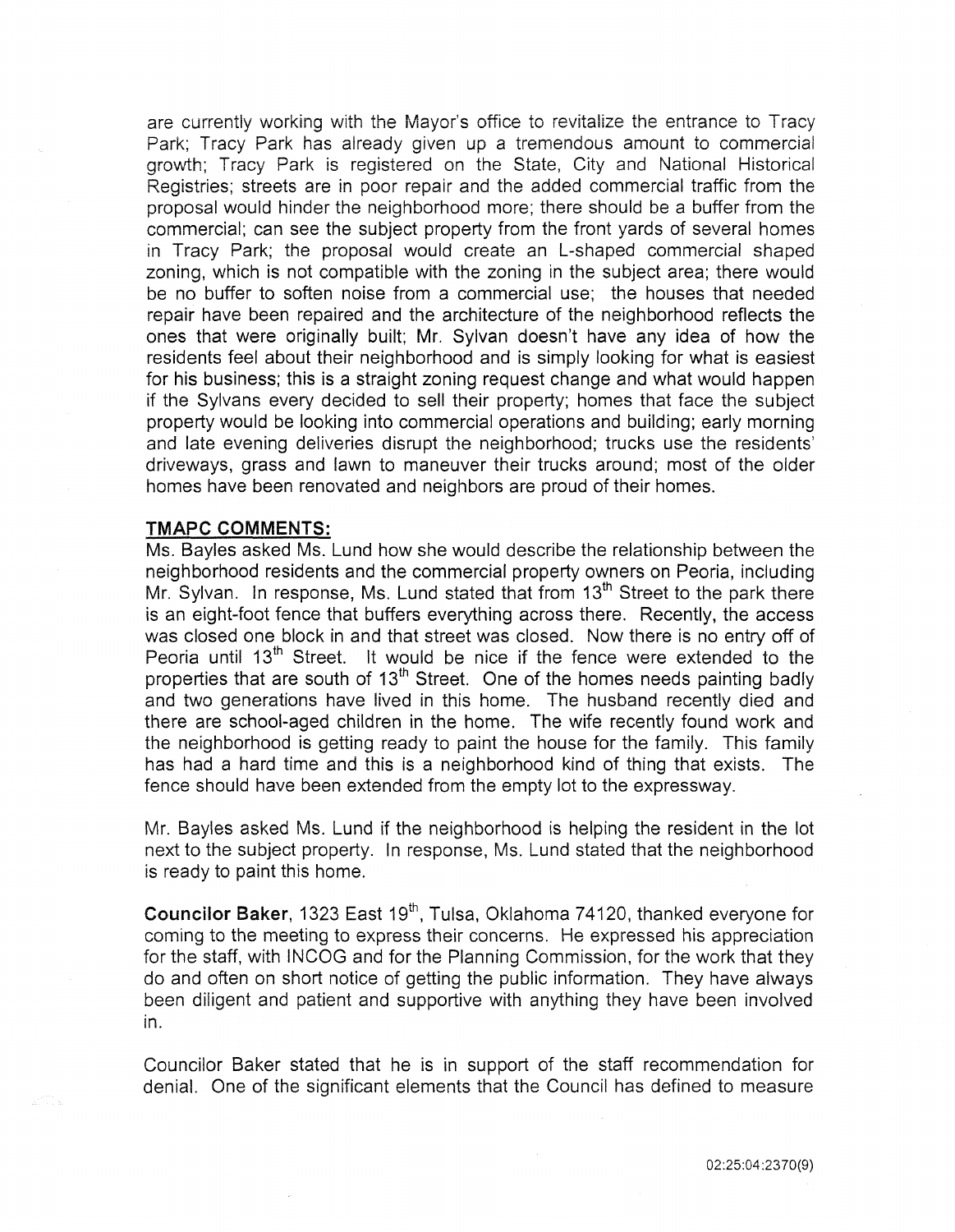are currently working with the Mayor's office to revitalize the entrance to Tracy Park; Tracy Park has already given up a tremendous amount to commercial growth; Tracy Park is registered on the State, City and National Historical Registries; streets are in poor repair and the added commercial traffic from the proposal would hinder the neighborhood more; there should be a buffer from the commercial; can see the subject property from the front yards of several homes in Tracy Park; the proposal would create an L-shaped commercial shaped zoning, which is not compatible with the zoning in the subject area; there would be no buffer to soften noise from a commercial use; the houses that needed repair have been repaired and the architecture of the neighborhood reflects the ones that were originally built; Mr. Sylvan doesn't have any idea of how the residents feel about their neighborhood and is simply looking for what is easiest for his business; this is a straight zoning request change and what would happen if the Sylvans every decided to sell their property; homes that face the subject property would be looking into commercial operations and building; early morning and late evening deliveries disrupt the neighborhood; trucks use the residents' driveways, grass and lawn to maneuver their trucks around; most of the older homes have been renovated and neighbors are proud of their homes.

**TMAPC COMMENTS:**

Ms. Bayles asked Ms. Lund how she would describe the relationship between the neighborhood residents and the commercial property owners on Peoria, including Mr. Sylvan. In response, Ms. Lund stated that from 13th Street to the park there is an eight-foot fence that buffers everything across there. Recently, the access was closed one block in and that street was closed. Now there is no entry off of Peoria until 13th Street. It would be nice if the fence were extended to the properties that are south of 13th Street. One of the homes needs painting badly and two generations have lived in this home. The husband recently died and there are school-aged children in the home. The wife recently found work and the neighborhood is getting ready to paint the house for the family. This family has had a hard time and this is a neighborhood kind of thing that exists. The fence should have been extended from the empty lot to the expressway.

Mr. Bayles asked Ms. Lund if the neighborhood is helping the resident in the lot next to the subject property. In response, Ms. Lund stated that the neighborhood is ready to paint this home.

**Councilor Baker**, 1323 East 19th, Tulsa, Oklahoma 74120, thanked everyone for coming to the meeting to express their concerns. He expressed his appreciation for the staff, with INCOG and for the Planning Commission, for the work that they do and often on short notice of getting the public information. They have always been diligent and patient and supportive with anything they have been involved in.

Councilor Baker stated that he is in support of the staff recommendation for denial. One of the significant elements that the Council has defined to measure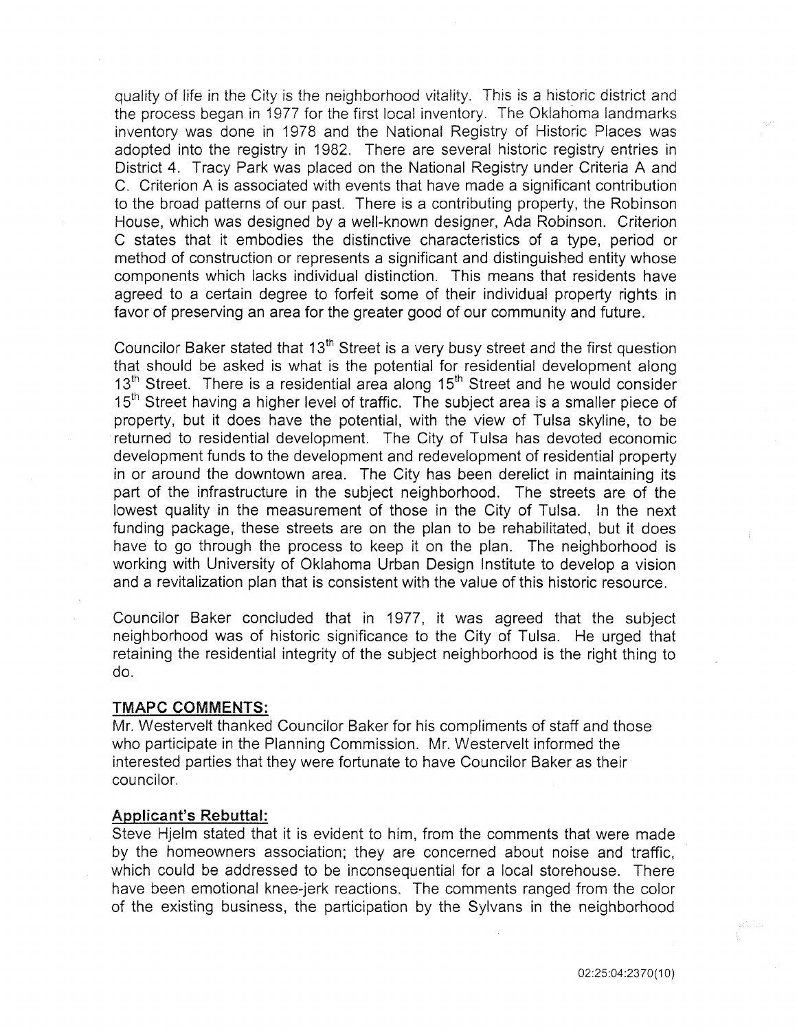quality of life in the City is the neighborhood vitality. This is a historic district and the process began in 1977 for the first local inventory. The Oklahoma landmarks inventory was done in 1978 and the National Registry of Historic Places was adopted into the registry in 1982. There are several historic registry entries in District 4. Tracy Park was placed on the National Registry under Criteria A and C. Criterion A is associated with events that have made a significant contribution to the broad patterns of our past. There is a contributing property, the Robinson House, which was designed by a well-known designer, Ada Robinson. Criterion C states that it embodies the distinctive characteristics of a type, period or method of construction or represents a significant and distinguished entity whose components which lacks individual distinction. This means that residents have agreed to a certain degree to forfeit some of their individual property rights in favor of preserving an area for the greater good of our community and future.

Councilor Baker stated that 13th Street is a very busy street and the first question that should be asked is what is the potential for residential development along 13th Street. There is a residential area along 15th Street and he would consider 15th Street having a higher level of traffic. The subject area is a smaller piece of property, but it does have the potential, with the view of Tulsa skyline, to be returned to residential development. The City of Tulsa has devoted economic development funds to the development and redevelopment of residential property in or around the downtown area. The City has been derelict in maintaining its part of the infrastructure in the subject neighborhood. The streets are of the lowest quality in the measurement of those in the City of Tulsa. In the next funding package, these streets are on the plan to be rehabilitated, but it does have to go through the process to keep it on the plan. The neighborhood is working with University of Oklahoma Urban Design Institute to develop a vision and a revitalization plan that is consistent with the value of this historic resource.

Councilor Baker concluded that in 1977, it was agreed that the subject neighborhood was of historic significance to the City of Tulsa. He urged that retaining the residential integrity of the subject neighborhood is the right thing to do.

**TMAPC COMMENTS:**

Mr. Westervelt thanked Councilor Baker for his compliments of staff and those who participate in the Planning Commission. Mr. Westervelt informed the interested parties that they were fortunate to have Councilor Baker as their councilor.

**Applicant's Rebuttal:**

Steve Hjelm stated that it is evident to him, from the comments that were made by the homeowners association; they are concerned about noise and traffic, which could be addressed to be inconsequential for a local storehouse. There have been emotional knee-jerk reactions. The comments ranged from the color of the existing business, the participation by the Sylvans in the neighborhood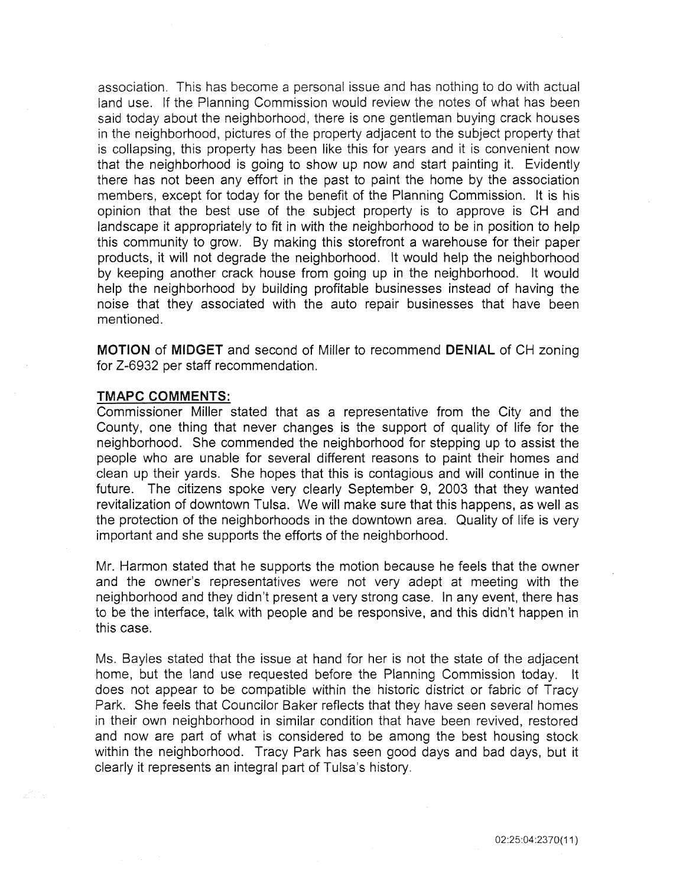association. This has become a personal issue and has nothing to do with actual land use. If the Planning Commission would review the notes of what has been said today about the neighborhood, there is one gentleman buying crack houses in the neighborhood, pictures of the property adjacent to the subject property that is collapsing, this property has been like this for years and it is convenient now that the neighborhood is going to show up now and start painting it. Evidently there has not been any effort in the past to paint the home by the association members, except for today for the benefit of the Planning Commission. It is his opinion that the best use of the subject property is to approve is CH and landscape it appropriately to fit in with the neighborhood to be in position to help this community to grow. By making this storefront a warehouse for their paper products, it will not degrade the neighborhood. It would help the neighborhood by keeping another crack house from going up in the neighborhood. It would help the neighborhood by building profitable businesses instead of having the noise that they associated with the auto repair businesses that have been mentioned.

**MOTION** of **MIDGET** and second of Miller to recommend **DENIAL** of CH zoning for Z-6932 per staff recommendation.

**TMAPC COMMENTS:**

Commissioner Miller stated that as a representative from the City and the County, one thing that never changes is the support of quality of life for the neighborhood. She commended the neighborhood for stepping up to assist the people who are unable for several different reasons to paint their homes and clean up their yards. She hopes that this is contagious and will continue in the future. The citizens spoke very clearly September 9, 2003 that they wanted revitalization of downtown Tulsa. We will make sure that this happens, as well as the protection of the neighborhoods in the downtown area. Quality of life is very important and she supports the efforts of the neighborhood.

Mr. Harmon stated that he supports the motion because he feels that the owner and the owner's representatives were not very adept at meeting with the neighborhood and they didn't present a very strong case. In any event, there has to be the interface, talk with people and be responsive, and this didn't happen in this case.

Ms. Bayles stated that the issue at hand for her is not the state of the adjacent home, but the land use requested before the Planning Commission today. It does not appear to be compatible within the historic district or fabric of Tracy Park. She feels that Councilor Baker reflects that they have seen several homes in their own neighborhood in similar condition that have been revived, restored and now are part of what is considered to be among the best housing stock within the neighborhood. Tracy Park has seen good days and bad days, but it clearly it represents an integral part of Tulsa's history.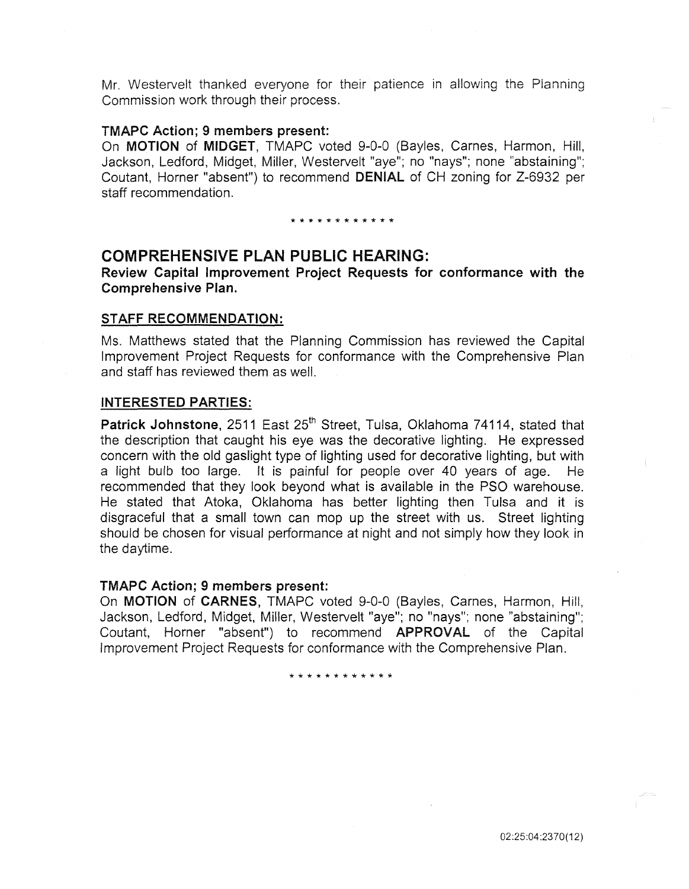Mr. Westervelt thanked everyone for their patience in allowing the Planning Commission work through their process.

**TMAPC Action; 9 members present:**

On **MOTION** of **MIDGET**, TMAPC voted 9-0-0 (Bayles, Carnes, Harmon, Hill, Jackson, Ledford, Midget, Miller, Westervelt "aye"; no "nays"; none "abstaining"; Coutant, Horner "absent") to recommend **DENIAL** of CH zoning for Z-6932 per staff recommendation.

\* \* \* \* \* \* \* \* \* \* \* \*

## COMPREHENSIVE PLAN PUBLIC HEARING:

**Review Capital Improvement Project Requests for conformance with the Comprehensive Plan.**

**STAFF RECOMMENDATION:**

Ms. Matthews stated that the Planning Commission has reviewed the Capital Improvement Project Requests for conformance with the Comprehensive Plan and staff has reviewed them as well.

**INTERESTED PARTIES:**

**Patrick Johnstone**, 2511 East 25th Street, Tulsa, Oklahoma 74114, stated that the description that caught his eye was the decorative lighting. He expressed concern with the old gaslight type of lighting used for decorative lighting, but with a light bulb too large. It is painful for people over 40 years of age. He recommended that they look beyond what is available in the PSO warehouse. He stated that Atoka, Oklahoma has better lighting then Tulsa and it is disgraceful that a small town can mop up the street with us. Street lighting should be chosen for visual performance at night and not simply how they look in the daytime.

**TMAPC Action; 9 members present:**

On **MOTION** of **CARNES**, TMAPC voted 9-0-0 (Bayles, Carnes, Harmon, Hill, Jackson, Ledford, Midget, Miller, Westervelt "aye"; no "nays"; none "abstaining"; Coutant, Horner "absent") to recommend **APPROVAL** of the Capital Improvement Project Requests for conformance with the Comprehensive Plan.

\* \* \* \* \* \* \* \* \* \* \* \*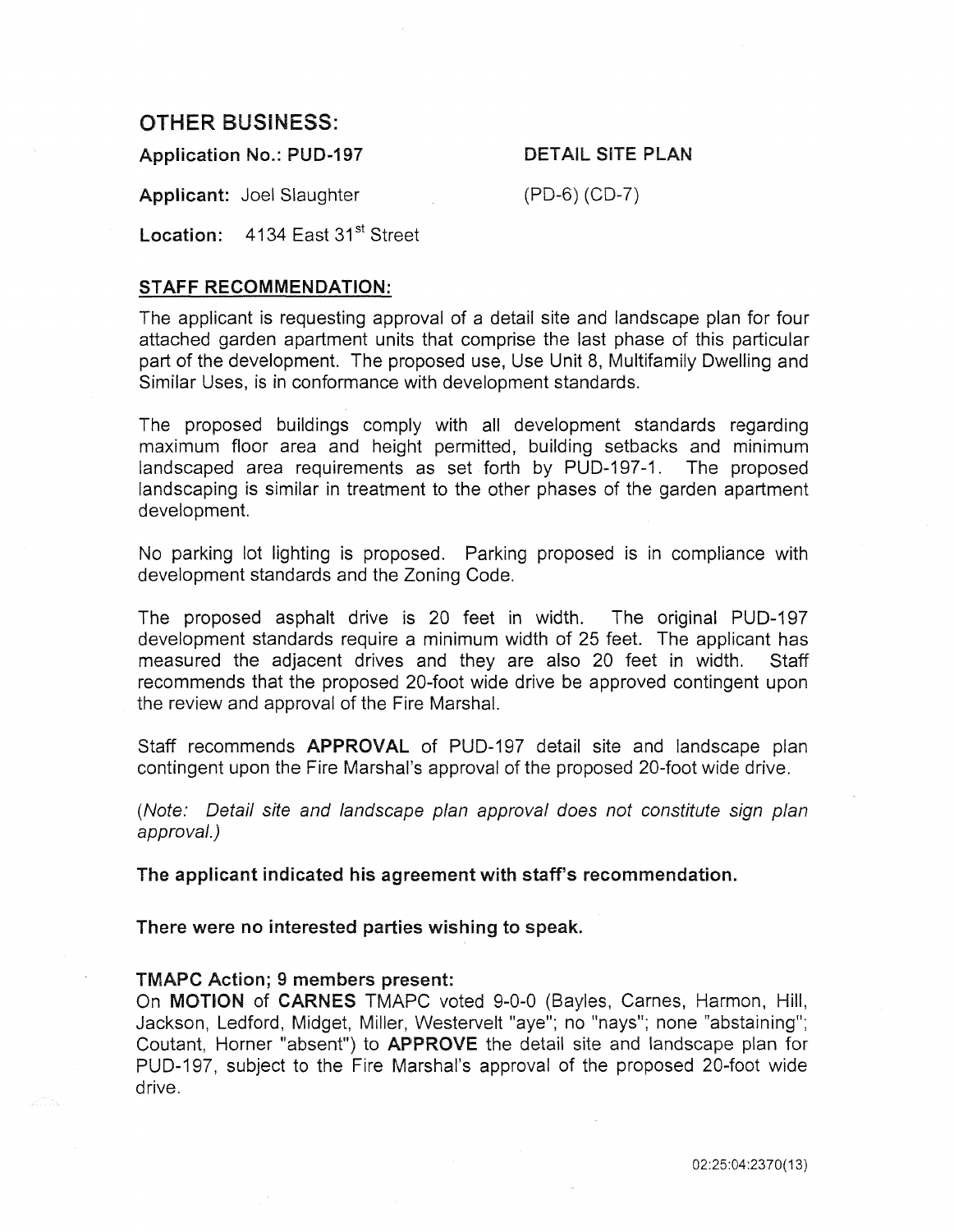## OTHER BUSINESS:

**Application No.: PUD-197** **DETAIL SITE PLAN**

**Applicant:** Joel Slaughter (PD-6) (CD-7)

**Location:** 4134 East 31st Street

**STAFF RECOMMENDATION:**

The applicant is requesting approval of a detail site and landscape plan for four attached garden apartment units that comprise the last phase of this particular part of the development. The proposed use, Use Unit 8, Multifamily Dwelling and Similar Uses, is in conformance with development standards.

The proposed buildings comply with all development standards regarding maximum floor area and height permitted, building setbacks and minimum landscaped area requirements as set forth by PUD-197-1. The proposed landscaping is similar in treatment to the other phases of the garden apartment development.

No parking lot lighting is proposed. Parking proposed is in compliance with development standards and the Zoning Code.

The proposed asphalt drive is 20 feet in width. The original PUD-197 development standards require a minimum width of 25 feet. The applicant has measured the adjacent drives and they are also 20 feet in width. Staff recommends that the proposed 20-foot wide drive be approved contingent upon the review and approval of the Fire Marshal.

Staff recommends **APPROVAL** of PUD-197 detail site and landscape plan contingent upon the Fire Marshal's approval of the proposed 20-foot wide drive.

*(Note: Detail site and landscape plan approval does not constitute sign plan approval.)*

**The applicant indicated his agreement with staff's recommendation.**

**There were no interested parties wishing to speak.**

**TMAPC Action; 9 members present:**

On **MOTION** of **CARNES** TMAPC voted 9-0-0 (Bayles, Carnes, Harmon, Hill, Jackson, Ledford, Midget, Miller, Westervelt "aye"; no "nays"; none "abstaining"; Coutant, Horner "absent") to **APPROVE** the detail site and landscape plan for PUD-197, subject to the Fire Marshal's approval of the proposed 20-foot wide drive.

02:25:04:2370(13)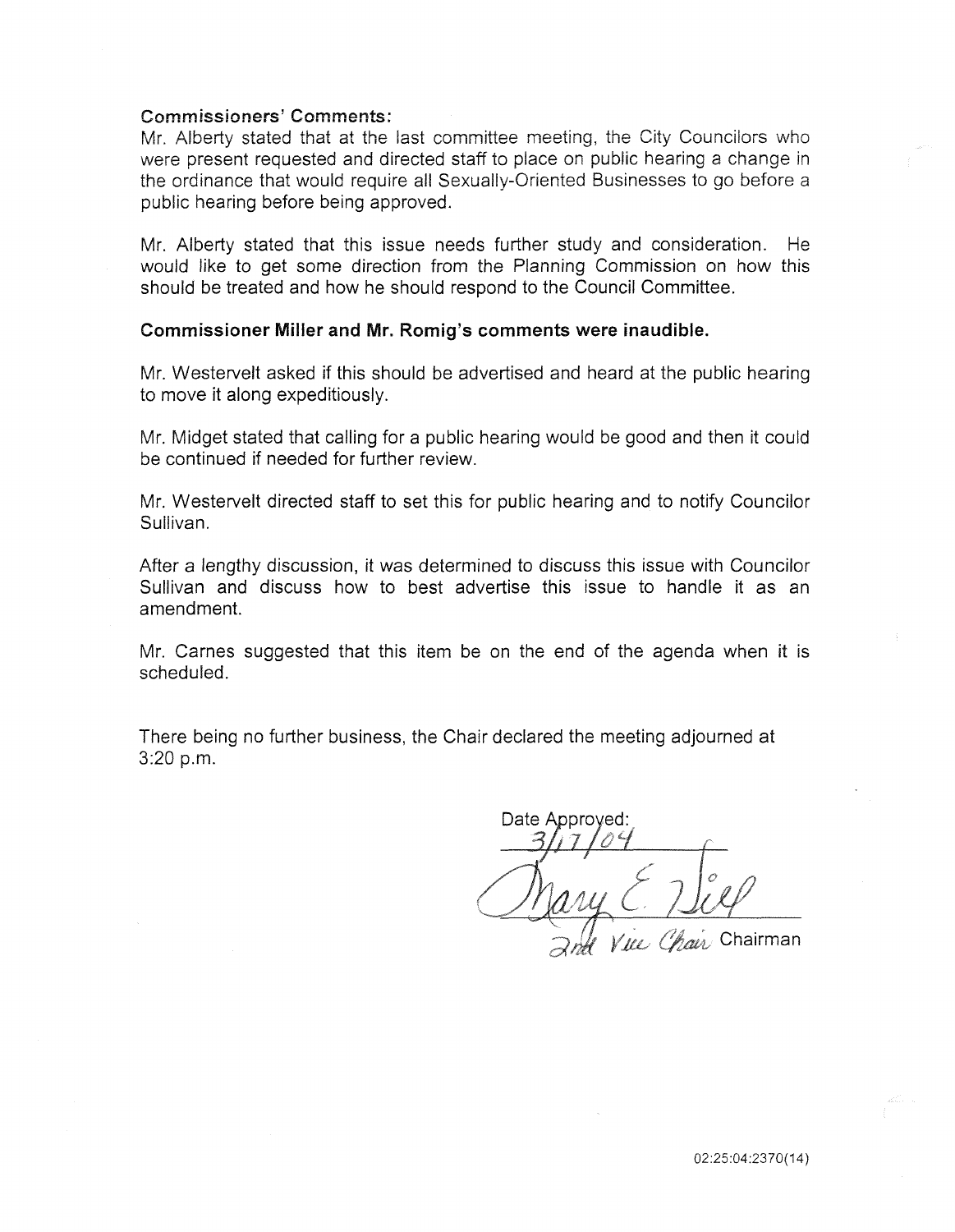**Commissioners' Comments:**

Mr. Alberty stated that at the last committee meeting, the City Councilors who were present requested and directed staff to place on public hearing a change in the ordinance that would require all Sexually-Oriented Businesses to go before a public hearing before being approved.

Mr. Alberty stated that this issue needs further study and consideration. He would like to get some direction from the Planning Commission on how this should be treated and how he should respond to the Council Committee.

**Commissioner Miller and Mr. Romig's comments were inaudible.**

Mr. Westervelt asked if this should be advertised and heard at the public hearing to move it along expeditiously.

Mr. Midget stated that calling for a public hearing would be good and then it could be continued if needed for further review.

Mr. Westervelt directed staff to set this for public hearing and to notify Councilor Sullivan.

After a lengthy discussion, it was determined to discuss this issue with Councilor Sullivan and discuss how to best advertise this issue to handle it as an amendment.

Mr. Carnes suggested that this item be on the end of the agenda when it is scheduled.

There being no further business, the Chair declared the meeting adjourned at 3:20 p.m.

Date Approved:
3/17/04

Mary E. Wiep

2nd Vice Chair Chairman

02:25:04:2370(14)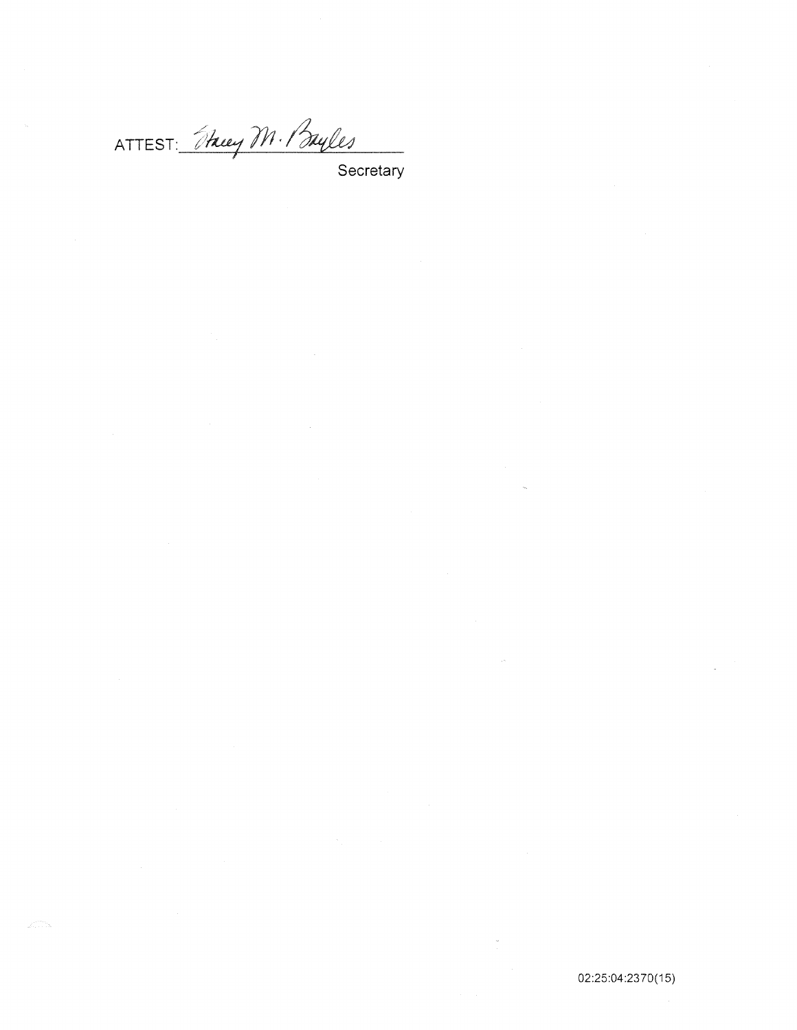ATTEST: Stacey M. Bayles

Secretary

02:25:04:2370(15)